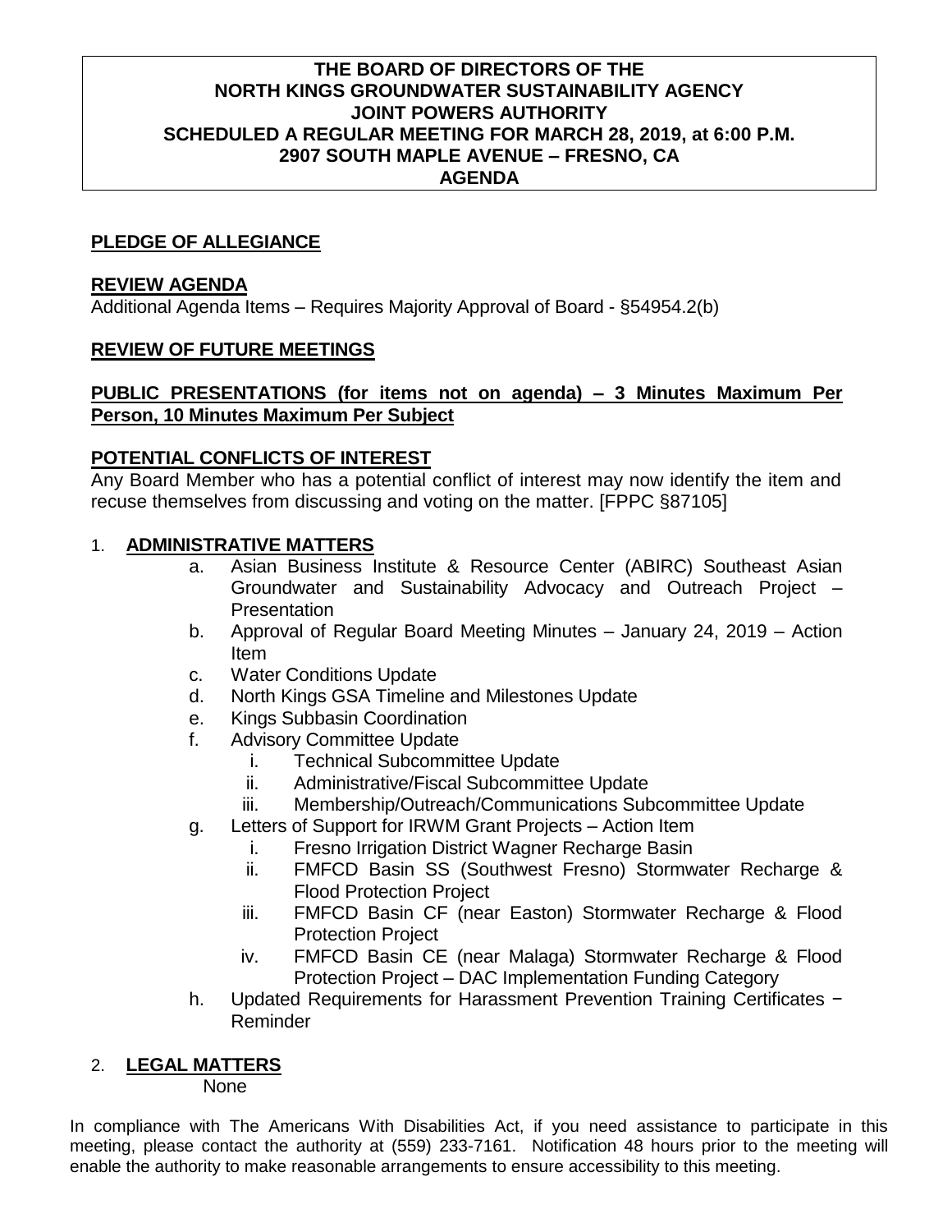# THE BOARD OF DIRECTORS OF THE NORTH KINGS GROUNDWATER SUSTAINABILITY AGENCY JOINT POWERS AUTHORITY SCHEDULED A REGULAR MEETING FOR MARCH 28, 2019, at 6:00 P.M. 2907 SOUTH MAPLE AVENUE – FRESNO, CA AGENDA

**PLEDGE OF ALLEGIANCE**

**REVIEW AGENDA**

Additional Agenda Items – Requires Majority Approval of Board - §54954.2(b)

**REVIEW OF FUTURE MEETINGS**

**PUBLIC PRESENTATIONS (for items not on agenda) – 3 Minutes Maximum Per Person, 10 Minutes Maximum Per Subject**

**POTENTIAL CONFLICTS OF INTEREST**

Any Board Member who has a potential conflict of interest may now identify the item and recuse themselves from discussing and voting on the matter. [FPPC §87105]

1. **ADMINISTRATIVE MATTERS**
   - a. Asian Business Institute & Resource Center (ABIRC) Southeast Asian Groundwater and Sustainability Advocacy and Outreach Project – Presentation
   - b. Approval of Regular Board Meeting Minutes – January 24, 2019 – Action Item
   - c. Water Conditions Update
   - d. North Kings GSA Timeline and Milestones Update
   - e. Kings Subbasin Coordination
   - f. Advisory Committee Update
     - i. Technical Subcommittee Update
     - ii. Administrative/Fiscal Subcommittee Update
     - iii. Membership/Outreach/Communications Subcommittee Update
   - g. Letters of Support for IRWM Grant Projects – Action Item
     - i. Fresno Irrigation District Wagner Recharge Basin
     - ii. FMFCD Basin SS (Southwest Fresno) Stormwater Recharge & Flood Protection Project
     - iii. FMFCD Basin CF (near Easton) Stormwater Recharge & Flood Protection Project
     - iv. FMFCD Basin CE (near Malaga) Stormwater Recharge & Flood Protection Project – DAC Implementation Funding Category
   - h. Updated Requirements for Harassment Prevention Training Certificates − Reminder

2. **LEGAL MATTERS**

   None

In compliance with The Americans With Disabilities Act, if you need assistance to participate in this meeting, please contact the authority at (559) 233-7161. Notification 48 hours prior to the meeting will enable the authority to make reasonable arrangements to ensure accessibility to this meeting.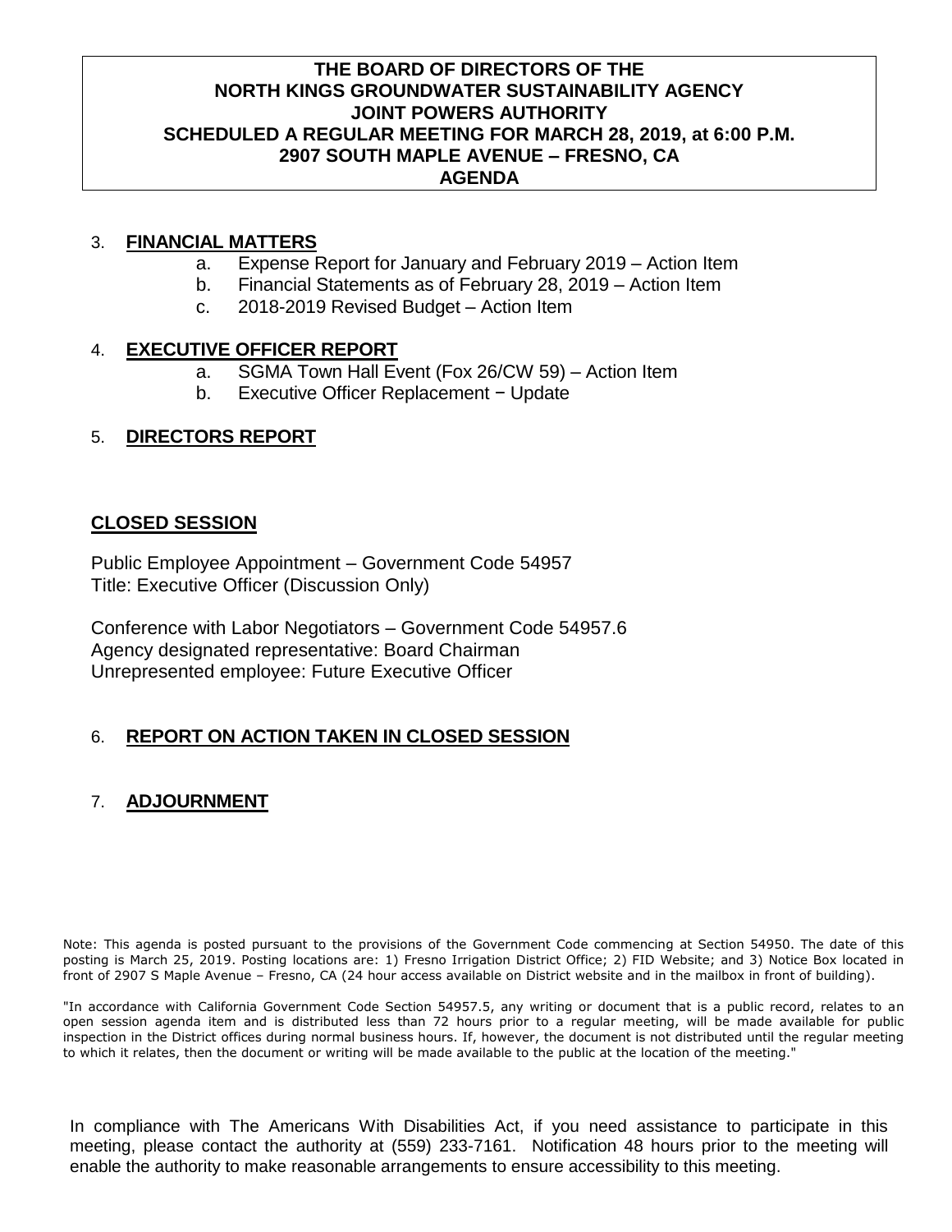**THE BOARD OF DIRECTORS OF THE NORTH KINGS GROUNDWATER SUSTAINABILITY AGENCY JOINT POWERS AUTHORITY SCHEDULED A REGULAR MEETING FOR MARCH 28, 2019, at 6:00 P.M. 2907 SOUTH MAPLE AVENUE – FRESNO, CA AGENDA**

3. **FINANCIAL MATTERS**
   - a. Expense Report for January and February 2019 – Action Item
   - b. Financial Statements as of February 28, 2019 – Action Item
   - c. 2018-2019 Revised Budget – Action Item

4. **EXECUTIVE OFFICER REPORT**
   - a. SGMA Town Hall Event (Fox 26/CW 59) – Action Item
   - b. Executive Officer Replacement − Update

5. **DIRECTORS REPORT**

**CLOSED SESSION**

Public Employee Appointment – Government Code 54957
Title: Executive Officer (Discussion Only)

Conference with Labor Negotiators – Government Code 54957.6
Agency designated representative: Board Chairman
Unrepresented employee: Future Executive Officer

6. **REPORT ON ACTION TAKEN IN CLOSED SESSION**

7. **ADJOURNMENT**

Note: This agenda is posted pursuant to the provisions of the Government Code commencing at Section 54950. The date of this posting is March 25, 2019. Posting locations are: 1) Fresno Irrigation District Office; 2) FID Website; and 3) Notice Box located in front of 2907 S Maple Avenue – Fresno, CA (24 hour access available on District website and in the mailbox in front of building).

"In accordance with California Government Code Section 54957.5, any writing or document that is a public record, relates to an open session agenda item and is distributed less than 72 hours prior to a regular meeting, will be made available for public inspection in the District offices during normal business hours. If, however, the document is not distributed until the regular meeting to which it relates, then the document or writing will be made available to the public at the location of the meeting."

In compliance with The Americans With Disabilities Act, if you need assistance to participate in this meeting, please contact the authority at (559) 233-7161. Notification 48 hours prior to the meeting will enable the authority to make reasonable arrangements to ensure accessibility to this meeting.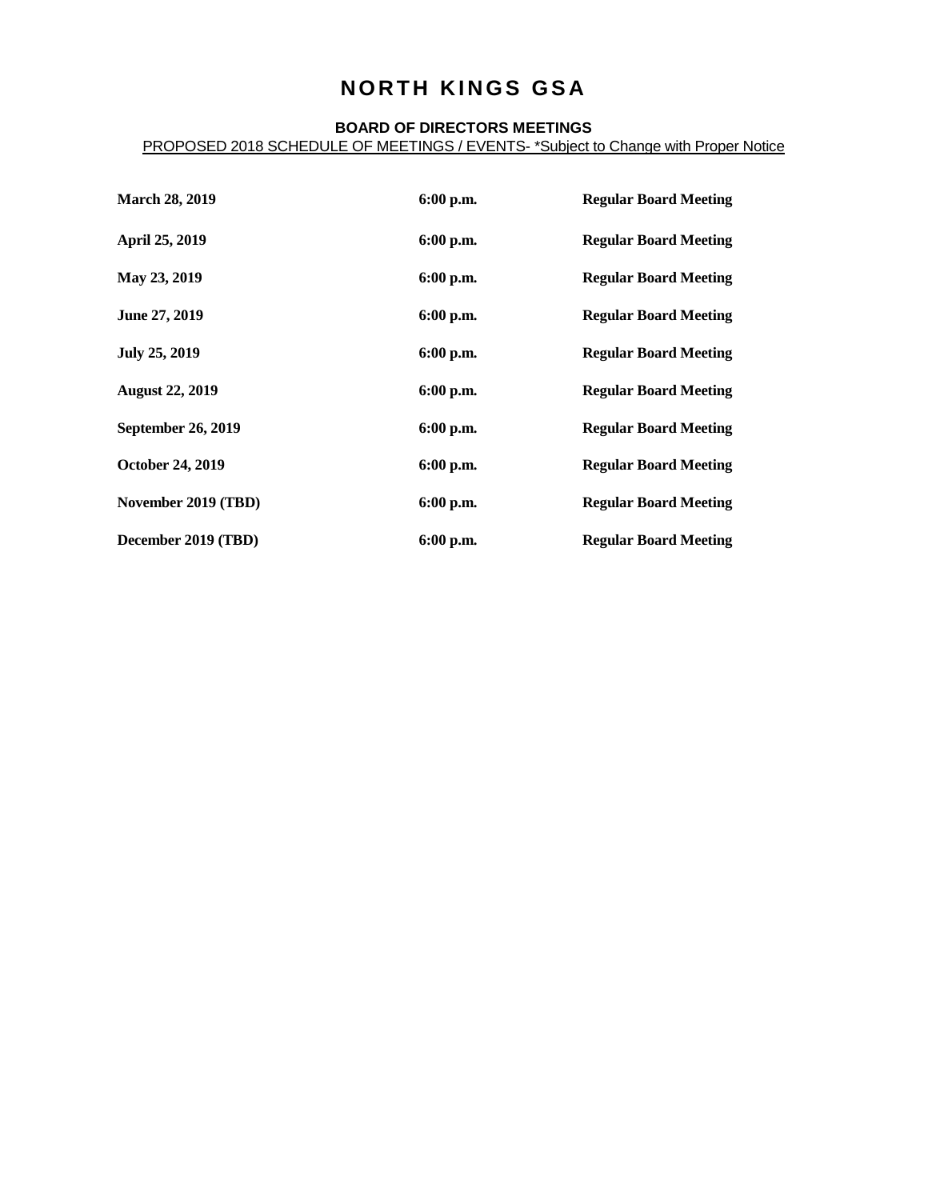# NORTH KINGS GSA

**BOARD OF DIRECTORS MEETINGS**

PROPOSED 2018 SCHEDULE OF MEETINGS / EVENTS- *Subject to Change with Proper Notice

| | | |
|---|---|---|
| **March 28, 2019** | **6:00 p.m.** | **Regular Board Meeting** |
| **April 25, 2019** | **6:00 p.m.** | **Regular Board Meeting** |
| **May 23, 2019** | **6:00 p.m.** | **Regular Board Meeting** |
| **June 27, 2019** | **6:00 p.m.** | **Regular Board Meeting** |
| **July 25, 2019** | **6:00 p.m.** | **Regular Board Meeting** |
| **August 22, 2019** | **6:00 p.m.** | **Regular Board Meeting** |
| **September 26, 2019** | **6:00 p.m.** | **Regular Board Meeting** |
| **October 24, 2019** | **6:00 p.m.** | **Regular Board Meeting** |
| **November 2019 (TBD)** | **6:00 p.m.** | **Regular Board Meeting** |
| **December 2019 (TBD)** | **6:00 p.m.** | **Regular Board Meeting** |